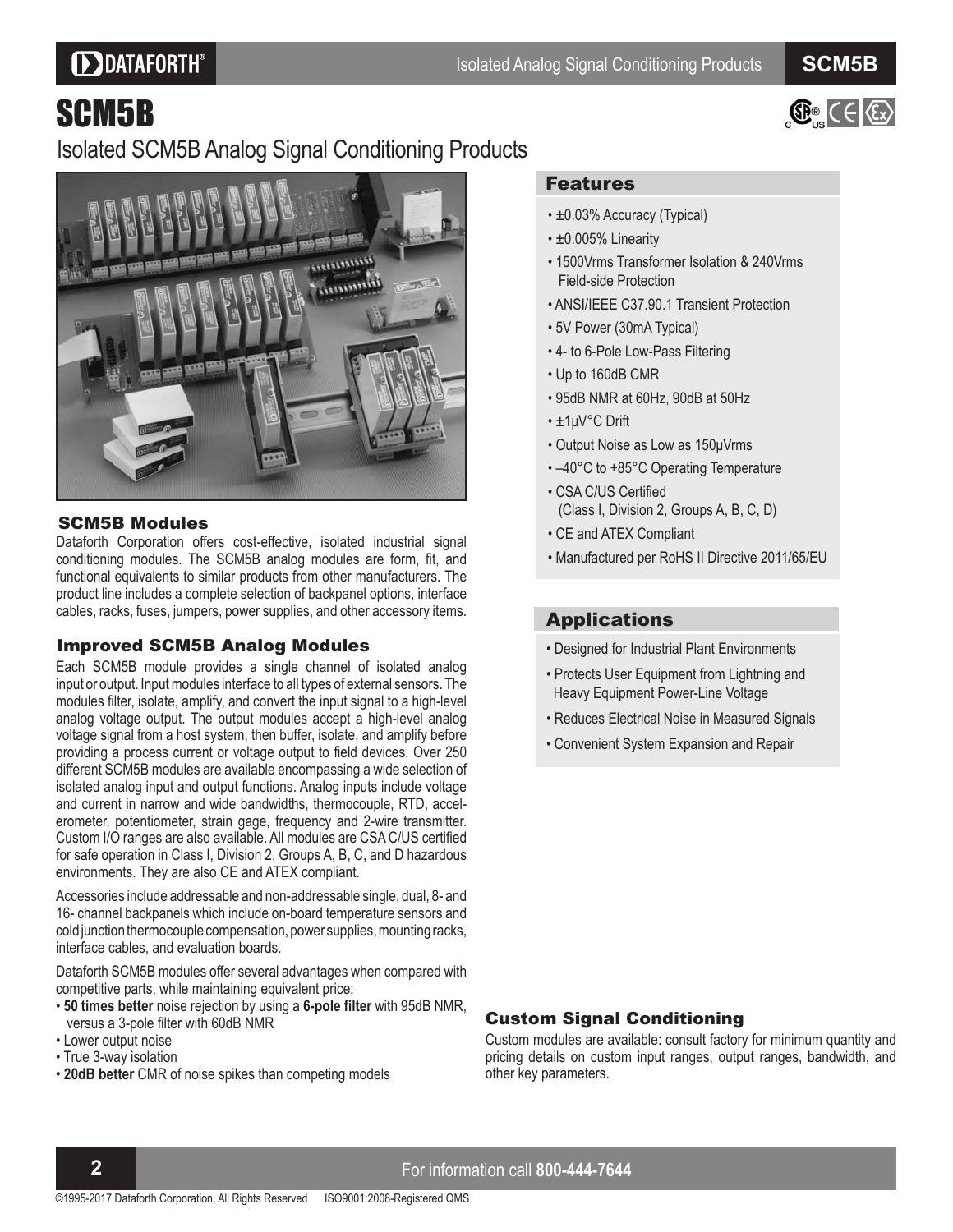# SCM5B

## Isolated SCM5B Analog Signal Conditioning Products

### SCM5B Modules

Dataforth Corporation offers cost-effective, isolated industrial signal conditioning modules. The SCM5B analog modules are form, fit, and functional equivalents to similar products from other manufacturers. The product line includes a complete selection of backpanel options, interface cables, racks, fuses, jumpers, power supplies, and other accessory items.

### Improved SCM5B Analog Modules

Each SCM5B module provides a single channel of isolated analog input or output. Input modules interface to all types of external sensors. The modules filter, isolate, amplify, and convert the input signal to a high-level analog voltage output. The output modules accept a high-level analog voltage signal from a host system, then buffer, isolate, and amplify before providing a process current or voltage output to field devices. Over 250 different SCM5B modules are available encompassing a wide selection of isolated analog input and output functions. Analog inputs include voltage and current in narrow and wide bandwidths, thermocouple, RTD, accelerometer, potentiometer, strain gage, frequency and 2-wire transmitter. Custom I/O ranges are also available. All modules are CSA C/US certified for safe operation in Class I, Division 2, Groups A, B, C, and D hazardous environments. They are also CE and ATEX compliant.

Accessories include addressable and non-addressable single, dual, 8- and 16- channel backpanels which include on-board temperature sensors and cold junction thermocouple compensation, power supplies, mounting racks, interface cables, and evaluation boards.

Dataforth SCM5B modules offer several advantages when compared with competitive parts, while maintaining equivalent price:

- **50 times better** noise rejection by using a **6-pole filter** with 95dB NMR, versus a 3-pole filter with 60dB NMR
- Lower output noise
- True 3-way isolation
- **20dB better** CMR of noise spikes than competing models

### Features

- ±0.03% Accuracy (Typical)
- ±0.005% Linearity
- 1500Vrms Transformer Isolation & 240Vrms Field-side Protection
- ANSI/IEEE C37.90.1 Transient Protection
- 5V Power (30mA Typical)
- 4- to 6-Pole Low-Pass Filtering
- Up to 160dB CMR
- 95dB NMR at 60Hz, 90dB at 50Hz
- ±1μV°C Drift
- Output Noise as Low as 150μVrms
- –40°C to +85°C Operating Temperature
- CSA C/US Certified (Class I, Division 2, Groups A, B, C, D)
- CE and ATEX Compliant
- Manufactured per RoHS II Directive 2011/65/EU

### Applications

- Designed for Industrial Plant Environments
- Protects User Equipment from Lightning and Heavy Equipment Power-Line Voltage
- Reduces Electrical Noise in Measured Signals
- Convenient System Expansion and Repair

### Custom Signal Conditioning

Custom modules are available: consult factory for minimum quantity and pricing details on custom input ranges, output ranges, bandwidth, and other key parameters.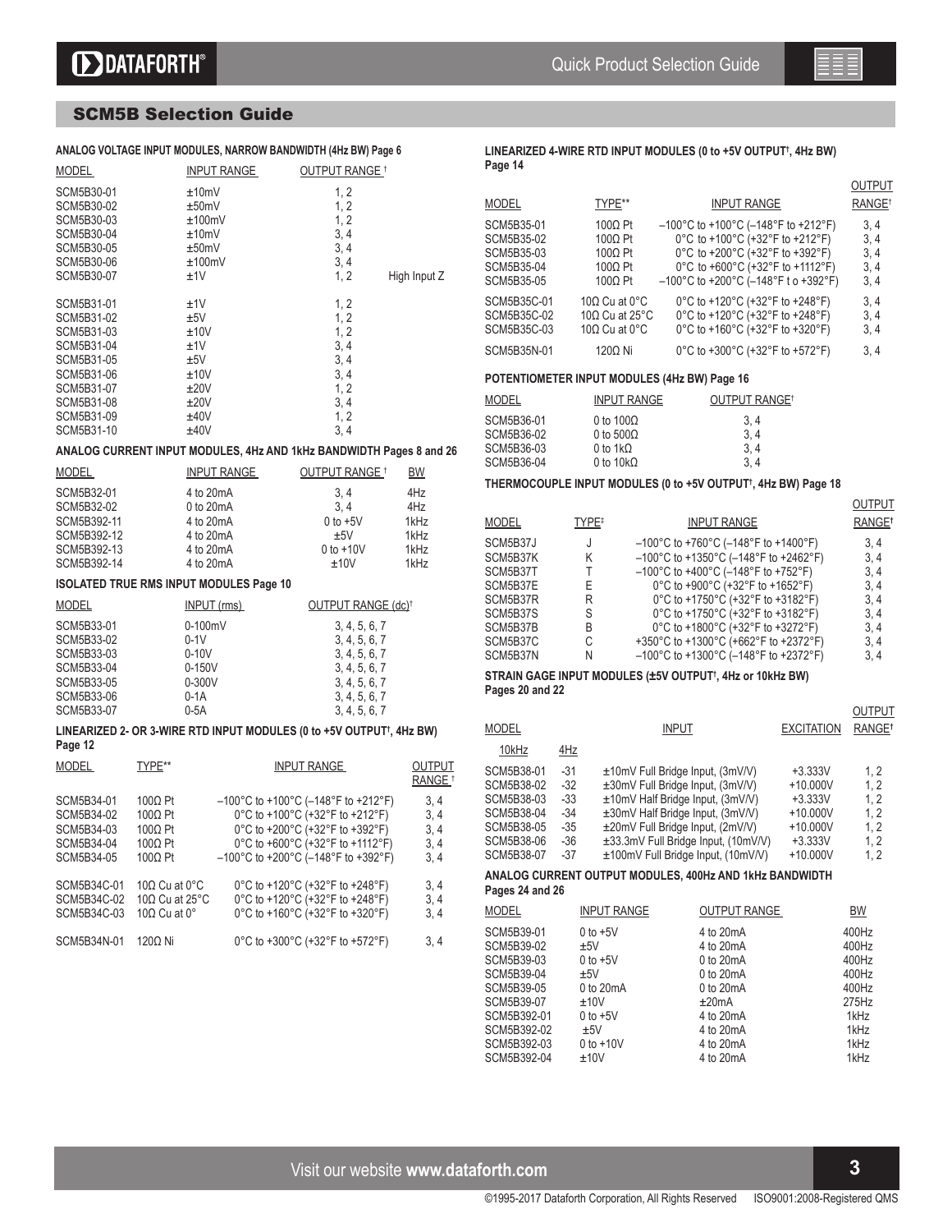## SCM5B Selection Guide

**ANALOG VOLTAGE INPUT MODULES, NARROW BANDWIDTH (4Hz BW) Page 6**

| MODEL | INPUT RANGE | OUTPUT RANGE † | |
|---|---|---|---|
| SCM5B30-01 | ±10mV | 1, 2 | |
| SCM5B30-02 | ±50mV | 1, 2 | |
| SCM5B30-03 | ±100mV | 1, 2 | |
| SCM5B30-04 | ±10mV | 3, 4 | |
| SCM5B30-05 | ±50mV | 3, 4 | |
| SCM5B30-06 | ±100mV | 3, 4 | |
| SCM5B30-07 | ±1V | 1, 2 | High Input Z |
| SCM5B31-01 | ±1V | 1, 2 | |
| SCM5B31-02 | ±5V | 1, 2 | |
| SCM5B31-03 | ±10V | 1, 2 | |
| SCM5B31-04 | ±1V | 3, 4 | |
| SCM5B31-05 | ±5V | 3, 4 | |
| SCM5B31-06 | ±10V | 3, 4 | |
| SCM5B31-07 | ±20V | 1, 2 | |
| SCM5B31-08 | ±20V | 3, 4 | |
| SCM5B31-09 | ±40V | 1, 2 | |
| SCM5B31-10 | ±40V | 3, 4 | |

**ANALOG CURRENT INPUT MODULES, 4Hz AND 1kHz BANDWIDTH Pages 8 and 26**

| MODEL | INPUT RANGE | OUTPUT RANGE † | BW |
|---|---|---|---|
| SCM5B32-01 | 4 to 20mA | 3, 4 | 4Hz |
| SCM5B32-02 | 0 to 20mA | 3, 4 | 4Hz |
| SCM5B392-11 | 4 to 20mA | 0 to +5V | 1kHz |
| SCM5B392-12 | 4 to 20mA | ±5V | 1kHz |
| SCM5B392-13 | 4 to 20mA | 0 to +10V | 1kHz |
| SCM5B392-14 | 4 to 20mA | ±10V | 1kHz |

**ISOLATED TRUE RMS INPUT MODULES Page 10**

| MODEL | INPUT (rms) | OUTPUT RANGE (dc)† |
|---|---|---|
| SCM5B33-01 | 0-100mV | 3, 4, 5, 6, 7 |
| SCM5B33-02 | 0-1V | 3, 4, 5, 6, 7 |
| SCM5B33-03 | 0-10V | 3, 4, 5, 6, 7 |
| SCM5B33-04 | 0-150V | 3, 4, 5, 6, 7 |
| SCM5B33-05 | 0-300V | 3, 4, 5, 6, 7 |
| SCM5B33-06 | 0-1A | 3, 4, 5, 6, 7 |
| SCM5B33-07 | 0-5A | 3, 4, 5, 6, 7 |

**LINEARIZED 2- OR 3-WIRE RTD INPUT MODULES (0 to +5V OUTPUT†, 4Hz BW) Page 12**

| MODEL | TYPE** | INPUT RANGE | OUTPUT RANGE † |
|---|---|---|---|
| SCM5B34-01 | 100Ω Pt | –100°C to +100°C (–148°F to +212°F) | 3, 4 |
| SCM5B34-02 | 100Ω Pt | 0°C to +100°C (+32°F to +212°F) | 3, 4 |
| SCM5B34-03 | 100Ω Pt | 0°C to +200°C (+32°F to +392°F) | 3, 4 |
| SCM5B34-04 | 100Ω Pt | 0°C to +600°C (+32°F to +1112°F) | 3, 4 |
| SCM5B34-05 | 100Ω Pt | –100°C to +200°C (–148°F to +392°F) | 3, 4 |
| SCM5B34C-01 | 10Ω Cu at 0°C | 0°C to +120°C (+32°F to +248°F) | 3, 4 |
| SCM5B34C-02 | 10Ω Cu at 25°C | 0°C to +120°C (+32°F to +248°F) | 3, 4 |
| SCM5B34C-03 | 10Ω Cu at 0° | 0°C to +160°C (+32°F to +320°F) | 3, 4 |
| SCM5B34N-01 | 120Ω Ni | 0°C to +300°C (+32°F to +572°F) | 3, 4 |

**LINEARIZED 4-WIRE RTD INPUT MODULES (0 to +5V OUTPUT†, 4Hz BW) Page 14**

| MODEL | TYPE** | INPUT RANGE | OUTPUT RANGE† |
|---|---|---|---|
| SCM5B35-01 | 100Ω Pt | –100°C to +100°C (–148°F to +212°F) | 3, 4 |
| SCM5B35-02 | 100Ω Pt | 0°C to +100°C (+32°F to +212°F) | 3, 4 |
| SCM5B35-03 | 100Ω Pt | 0°C to +200°C (+32°F to +392°F) | 3, 4 |
| SCM5B35-04 | 100Ω Pt | 0°C to +600°C (+32°F to +1112°F) | 3, 4 |
| SCM5B35-05 | 100Ω Pt | –100°C to +200°C (–148°F t o +392°F) | 3, 4 |
| SCM5B35C-01 | 10Ω Cu at 0°C | 0°C to +120°C (+32°F to +248°F) | 3, 4 |
| SCM5B35C-02 | 10Ω Cu at 25°C | 0°C to +120°C (+32°F to +248°F) | 3, 4 |
| SCM5B35C-03 | 10Ω Cu at 0°C | 0°C to +160°C (+32°F to +320°F) | 3, 4 |
| SCM5B35N-01 | 120Ω Ni | 0°C to +300°C (+32°F to +572°F) | 3, 4 |

**POTENTIOMETER INPUT MODULES (4Hz BW) Page 16**

| MODEL | INPUT RANGE | OUTPUT RANGE† |
|---|---|---|
| SCM5B36-01 | 0 to 100Ω | 3, 4 |
| SCM5B36-02 | 0 to 500Ω | 3, 4 |
| SCM5B36-03 | 0 to 1kΩ | 3, 4 |
| SCM5B36-04 | 0 to 10kΩ | 3, 4 |

**THERMOCOUPLE INPUT MODULES (0 to +5V OUTPUT†, 4Hz BW) Page 18**

| MODEL | TYPE‡ | INPUT RANGE | OUTPUT RANGE† |
|---|---|---|---|
| SCM5B37J | J | –100°C to +760°C (–148°F to +1400°F) | 3, 4 |
| SCM5B37K | K | –100°C to +1350°C (–148°F to +2462°F) | 3, 4 |
| SCM5B37T | T | –100°C to +400°C (–148°F to +752°F) | 3, 4 |
| SCM5B37E | E | 0°C to +900°C (+32°F to +1652°F) | 3, 4 |
| SCM5B37R | R | 0°C to +1750°C (+32°F to +3182°F) | 3, 4 |
| SCM5B37S | S | 0°C to +1750°C (+32°F to +3182°F) | 3, 4 |
| SCM5B37B | B | 0°C to +1800°C (+32°F to +3272°F) | 3, 4 |
| SCM5B37C | C | +350°C to +1300°C (+662°F to +2372°F) | 3, 4 |
| SCM5B37N | N | –100°C to +1300°C (–148°F to +2372°F) | 3, 4 |

**STRAIN GAGE INPUT MODULES (±5V OUTPUT†, 4Hz or 10kHz BW) Pages 20 and 22**

| MODEL | | INPUT | EXCITATION | OUTPUT RANGE† |
|---|---|---|---|---|
| 10kHz | 4Hz | | | |
| SCM5B38-01 | -31 | ±10mV Full Bridge Input, (3mV/V) | +3.333V | 1, 2 |
| SCM5B38-02 | -32 | ±30mV Full Bridge Input, (3mV/V) | +10.000V | 1, 2 |
| SCM5B38-03 | -33 | ±10mV Half Bridge Input, (3mV/V) | +3.333V | 1, 2 |
| SCM5B38-04 | -34 | ±30mV Half Bridge Input, (3mV/V) | +10.000V | 1, 2 |
| SCM5B38-05 | -35 | ±20mV Full Bridge Input, (2mV/V) | +10.000V | 1, 2 |
| SCM5B38-06 | -36 | ±33.3mV Full Bridge Input, (10mV/V) | +3.333V | 1, 2 |
| SCM5B38-07 | -37 | ±100mV Full Bridge Input, (10mV/V) | +10.000V | 1, 2 |

**ANALOG CURRENT OUTPUT MODULES, 400Hz AND 1kHz BANDWIDTH Pages 24 and 26**

| MODEL | INPUT RANGE | OUTPUT RANGE | BW |
|---|---|---|---|
| SCM5B39-01 | 0 to +5V | 4 to 20mA | 400Hz |
| SCM5B39-02 | ±5V | 4 to 20mA | 400Hz |
| SCM5B39-03 | 0 to +5V | 0 to 20mA | 400Hz |
| SCM5B39-04 | ±5V | 0 to 20mA | 400Hz |
| SCM5B39-05 | 0 to 20mA | 0 to 20mA | 400Hz |
| SCM5B39-07 | ±10V | ±20mA | 275Hz |
| SCM5B392-01 | 0 to +5V | 4 to 20mA | 1kHz |
| SCM5B392-02 | ±5V | 4 to 20mA | 1kHz |
| SCM5B392-03 | 0 to +10V | 4 to 20mA | 1kHz |
| SCM5B392-04 | ±10V | 4 to 20mA | 1kHz |

Visit our website **www.dataforth.com**

©1995-2017 Dataforth Corporation, All Rights Reserved ISO9001:2008-Registered QMS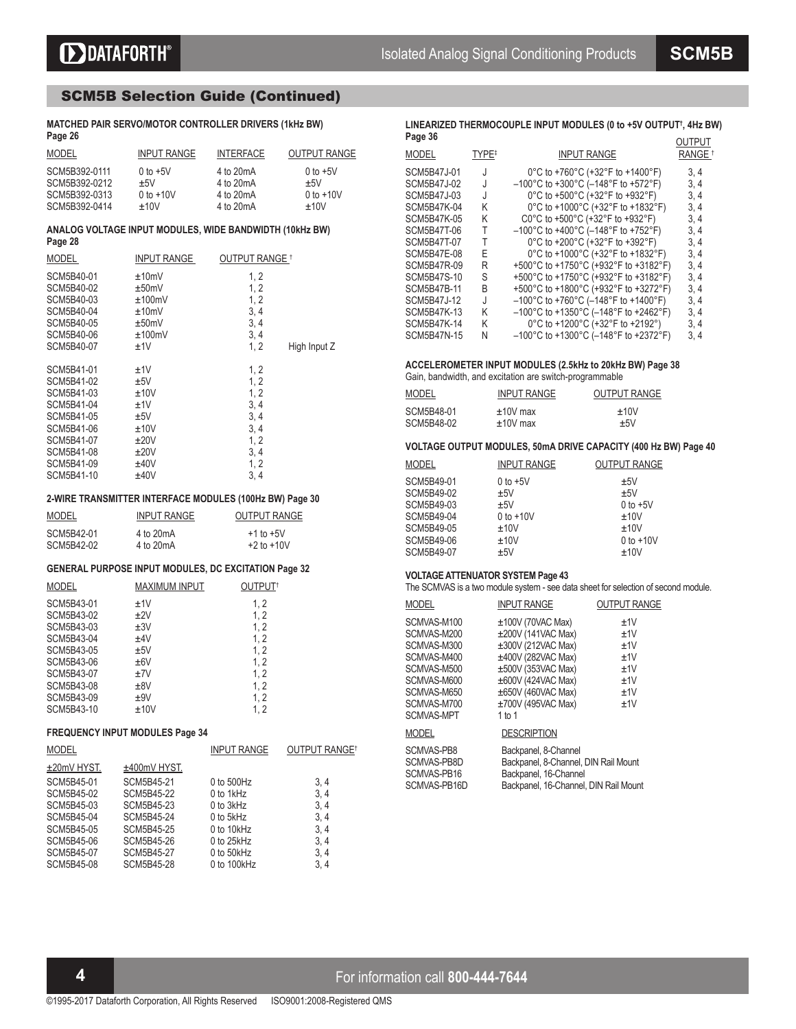## SCM5B Selection Guide (Continued)

#### MATCHED PAIR SERVO/MOTOR CONTROLLER DRIVERS (1kHz BW) Page 26

| MODEL | INPUT RANGE | INTERFACE | OUTPUT RANGE |
|---|---|---|---|
| SCM5B392-0111 | 0 to +5V | 4 to 20mA | 0 to +5V |
| SCM5B392-0212 | ±5V | 4 to 20mA | ±5V |
| SCM5B392-0313 | 0 to +10V | 4 to 20mA | 0 to +10V |
| SCM5B392-0414 | ±10V | 4 to 20mA | ±10V |

#### ANALOG VOLTAGE INPUT MODULES, WIDE BANDWIDTH (10kHz BW) Page 28

| MODEL | INPUT RANGE | OUTPUT RANGE † | |
|---|---|---|---|
| SCM5B40-01 | ±10mV | 1, 2 | |
| SCM5B40-02 | ±50mV | 1, 2 | |
| SCM5B40-03 | ±100mV | 1, 2 | |
| SCM5B40-04 | ±10mV | 3, 4 | |
| SCM5B40-05 | ±50mV | 3, 4 | |
| SCM5B40-06 | ±100mV | 3, 4 | |
| SCM5B40-07 | ±1V | 1, 2 | High Input Z |
| SCM5B41-01 | ±1V | 1, 2 | |
| SCM5B41-02 | ±5V | 1, 2 | |
| SCM5B41-03 | ±10V | 1, 2 | |
| SCM5B41-04 | ±1V | 3, 4 | |
| SCM5B41-05 | ±5V | 3, 4 | |
| SCM5B41-06 | ±10V | 3, 4 | |
| SCM5B41-07 | ±20V | 1, 2 | |
| SCM5B41-08 | ±20V | 3, 4 | |
| SCM5B41-09 | ±40V | 1, 2 | |
| SCM5B41-10 | ±40V | 3, 4 | |

#### 2-WIRE TRANSMITTER INTERFACE MODULES (100Hz BW) Page 30

| MODEL | INPUT RANGE | OUTPUT RANGE |
|---|---|---|
| SCM5B42-01 | 4 to 20mA | +1 to +5V |
| SCM5B42-02 | 4 to 20mA | +2 to +10V |

#### GENERAL PURPOSE INPUT MODULES, DC EXCITATION Page 32

| MODEL | MAXIMUM INPUT | OUTPUT† |
|---|---|---|
| SCM5B43-01 | ±1V | 1, 2 |
| SCM5B43-02 | ±2V | 1, 2 |
| SCM5B43-03 | ±3V | 1, 2 |
| SCM5B43-04 | ±4V | 1, 2 |
| SCM5B43-05 | ±5V | 1, 2 |
| SCM5B43-06 | ±6V | 1, 2 |
| SCM5B43-07 | ±7V | 1, 2 |
| SCM5B43-08 | ±8V | 1, 2 |
| SCM5B43-09 | ±9V | 1, 2 |
| SCM5B43-10 | ±10V | 1, 2 |

#### FREQUENCY INPUT MODULES Page 34

| MODEL | | INPUT RANGE | OUTPUT RANGE† |
|---|---|---|---|
| ±20mV HYST. | ±400mV HYST. | | |
| SCM5B45-01 | SCM5B45-21 | 0 to 500Hz | 3, 4 |
| SCM5B45-02 | SCM5B45-22 | 0 to 1kHz | 3, 4 |
| SCM5B45-03 | SCM5B45-23 | 0 to 3kHz | 3, 4 |
| SCM5B45-04 | SCM5B45-24 | 0 to 5kHz | 3, 4 |
| SCM5B45-05 | SCM5B45-25 | 0 to 10kHz | 3, 4 |
| SCM5B45-06 | SCM5B45-26 | 0 to 25kHz | 3, 4 |
| SCM5B45-07 | SCM5B45-27 | 0 to 50kHz | 3, 4 |
| SCM5B45-08 | SCM5B45-28 | 0 to 100kHz | 3, 4 |

#### LINEARIZED THERMOCOUPLE INPUT MODULES (0 to +5V OUTPUT†, 4Hz BW) Page 36

| MODEL | TYPE† | INPUT RANGE | OUTPUT RANGE † |
|---|---|---|---|
| SCM5B47J-01 | J | 0°C to +760°C (+32°F to +1400°F) | 3, 4 |
| SCM5B47J-02 | J | –100°C to +300°C (–148°F to +572°F) | 3, 4 |
| SCM5B47J-03 | J | 0°C to +500°C (+32°F to +932°F) | 3, 4 |
| SCM5B47K-04 | K | 0°C to +1000°C (+32°F to +1832°F) | 3, 4 |
| SCM5B47K-05 | K | C0°C to +500°C (+32°F to +932°F) | 3, 4 |
| SCM5B47T-06 | T | –100°C to +400°C (–148°F to +752°F) | 3, 4 |
| SCM5B47T-07 | T | 0°C to +200°C (+32°F to +392°F) | 3, 4 |
| SCM5B47E-08 | E | 0°C to +1000°C (+32°F to +1832°F) | 3, 4 |
| SCM5B47R-09 | R | +500°C to +1750°C (+932°F to +3182°F) | 3, 4 |
| SCM5B47S-10 | S | +500°C to +1750°C (+932°F to +3182°F) | 3, 4 |
| SCM5B47B-11 | B | +500°C to +1800°C (+932°F to +3272°F) | 3, 4 |
| SCM5B47J-12 | J | –100°C to +760°C (–148°F to +1400°F) | 3, 4 |
| SCM5B47K-13 | K | –100°C to +1350°C (–148°F to +2462°F) | 3, 4 |
| SCM5B47K-14 | K | 0°C to +1200°C (+32°F to +2192°) | 3, 4 |
| SCM5B47N-15 | N | –100°C to +1300°C (–148°F to +2372°F) | 3, 4 |

#### ACCELEROMETER INPUT MODULES (2.5kHz to 20kHz BW) Page 38

Gain, bandwidth, and excitation are switch-programmable

| MODEL | INPUT RANGE | OUTPUT RANGE |
|---|---|---|
| SCM5B48-01 | ±10V max | ±10V |
| SCM5B48-02 | ±10V max | ±5V |

#### VOLTAGE OUTPUT MODULES, 50mA DRIVE CAPACITY (400 Hz BW) Page 40

| MODEL | INPUT RANGE | OUTPUT RANGE |
|---|---|---|
| SCM5B49-01 | 0 to +5V | ±5V |
| SCM5B49-02 | ±5V | ±5V |
| SCM5B49-03 | ±5V | 0 to +5V |
| SCM5B49-04 | 0 to +10V | ±10V |
| SCM5B49-05 | ±10V | ±10V |
| SCM5B49-06 | ±10V | 0 to +10V |
| SCM5B49-07 | ±5V | ±10V |

#### VOLTAGE ATTENUATOR SYSTEM Page 43

The SCMVAS is a two module system - see data sheet for selection of second module.

| MODEL | INPUT RANGE | OUTPUT RANGE |
|---|---|---|
| SCMVAS-M100 | ±100V (70VAC Max) | ±1V |
| SCMVAS-M200 | ±200V (141VAC Max) | ±1V |
| SCMVAS-M300 | ±300V (212VAC Max) | ±1V |
| SCMVAS-M400 | ±400V (282VAC Max) | ±1V |
| SCMVAS-M500 | ±500V (353VAC Max) | ±1V |
| SCMVAS-M600 | ±600V (424VAC Max) | ±1V |
| SCMVAS-M650 | ±650V (460VAC Max) | ±1V |
| SCMVAS-M700 | ±700V (495VAC Max) | ±1V |
| SCMVAS-MPT | 1 to 1 | |

| MODEL | DESCRIPTION |
|---|---|
| SCMVAS-PB8 | Backpanel, 8-Channel |
| SCMVAS-PB8D | Backpanel, 8-Channel, DIN Rail Mount |
| SCMVAS-PB16 | Backpanel, 16-Channel |
| SCMVAS-PB16D | Backpanel, 16-Channel, DIN Rail Mount |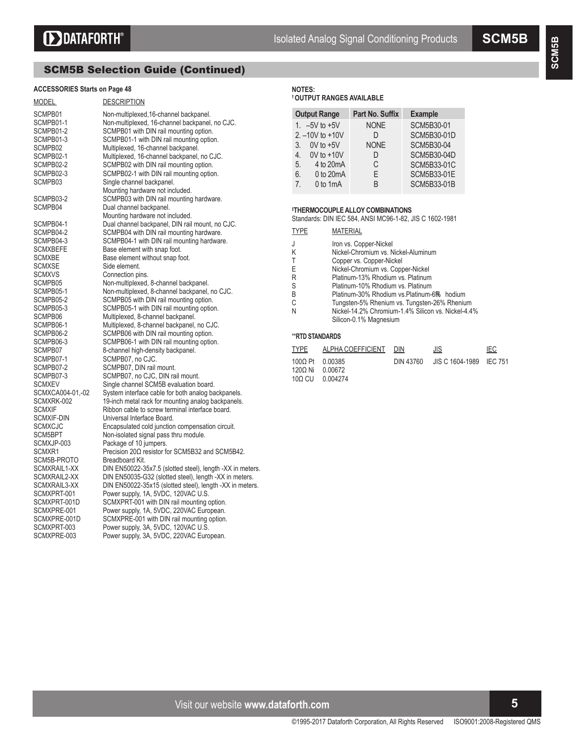## SCM5B Selection Guide (Continued)

**ACCESSORIES Starts on Page 48**

| MODEL | DESCRIPTION |
|---|---|
| SCMPB01 | Non-multiplexed,16-channel backpanel. |
| SCMPB01-1 | Non-multiplexed, 16-channel backpanel, no CJC. |
| SCMPB01-2 | SCMPB01 with DIN rail mounting option. |
| SCMPB01-3 | SCMPB01-1 with DIN rail mounting option. |
| SCMPB02 | Multiplexed, 16-channel backpanel. |
| SCMPB02-1 | Multiplexed, 16-channel backpanel, no CJC. |
| SCMPB02-2 | SCMPB02 with DIN rail mounting option. |
| SCMPB02-3 | SCMPB02-1 with DIN rail mounting option. |
| SCMPB03 | Single channel backpanel. Mounting hardware not included. |
| SCMPB03-2 | SCMPB03 with DIN rail mounting hardware. |
| SCMPB04 | Dual channel backpanel. Mounting hardware not included. |
| SCMPB04-1 | Dual channel backpanel, DIN rail mount, no CJC. |
| SCMPB04-2 | SCMPB04 with DIN rail mounting hardware. |
| SCMPB04-3 | SCMPB04-1 with DIN rail mounting hardware. |
| SCMXBEFE | Base element with snap foot. |
| SCMXBE | Base element without snap foot. |
| SCMXSE | Side element. |
| SCMXVS | Connection pins. |
| SCMPB05 | Non-multiplexed, 8-channel backpanel. |
| SCMPB05-1 | Non-multiplexed, 8-channel backpanel, no CJC. |
| SCMPB05-2 | SCMPB05 with DIN rail mounting option. |
| SCMPB05-3 | SCMPB05-1 with DIN rail mounting option. |
| SCMPB06 | Multiplexed, 8-channel backpanel. |
| SCMPB06-1 | Multiplexed, 8-channel backpanel, no CJC. |
| SCMPB06-2 | SCMPB06 with DIN rail mounting option. |
| SCMPB06-3 | SCMPB06-1 with DIN rail mounting option. |
| SCMPB07 | 8-channel high-density backpanel. |
| SCMPB07-1 | SCMPB07, no CJC. |
| SCMPB07-2 | SCMPB07, DIN rail mount. |
| SCMPB07-3 | SCMPB07, no CJC, DIN rail mount. |
| SCMXEV | Single channel SCM5B evaluation board. |
| SCMXCA004-01,-02 | System interface cable for both analog backpanels. |
| SCMXRK-002 | 19-inch metal rack for mounting analog backpanels. |
| SCMXIF | Ribbon cable to screw terminal interface board. |
| SCMXIF-DIN | Universal Interface Board. |
| SCMXCJC | Encapsulated cold junction compensation circuit. |
| SCM5BPT | Non-isolated signal pass thru module. |
| SCMXJP-003 | Package of 10 jumpers. |
| SCMXR1 | Precision 20Ω resistor for SCM5B32 and SCM5B42. |
| SCM5B-PROTO | Breadboard Kit. |
| SCMXRAIL1-XX | DIN EN50022-35x7.5 (slotted steel), length -XX in meters. |
| SCMXRAIL2-XX | DIN EN50035-G32 (slotted steel), length -XX in meters. |
| SCMXRAIL3-XX | DIN EN50022-35x15 (slotted steel), length -XX in meters. |
| SCMXPRT-001 | Power supply, 1A, 5VDC, 120VAC U.S. |
| SCMXPRT-001D | SCMXPRT-001 with DIN rail mounting option. |
| SCMXPRE-001 | Power supply, 1A, 5VDC, 220VAC European. |
| SCMXPRE-001D | SCMXPRE-001 with DIN rail mounting option. |
| SCMXPRT-003 | Power supply, 3A, 5VDC, 120VAC U.S. |
| SCMXPRE-003 | Power supply, 3A, 5VDC, 220VAC European. |

**NOTES:**

**† OUTPUT RANGES AVAILABLE**

| Output Range | Part No. Suffix | Example |
|---|---|---|
| 1. –5V to +5V | NONE | SCM5B30-01 |
| 2. –10V to +10V | D | SCM5B30-01D |
| 3. 0V to +5V | NONE | SCM5B30-04 |
| 4. 0V to +10V | D | SCM5B30-04D |
| 5. 4 to 20mA | C | SCM5B33-01C |
| 6. 0 to 20mA | E | SCM5B33-01E |
| 7. 0 to 1mA | B | SCM5B33-01B |

**‡ THERMOCOUPLE ALLOY COMBINATIONS**

Standards: DIN IEC 584, ANSI MC96-1-82, JIS C 1602-1981

| TYPE | MATERIAL |
|---|---|
| J | Iron vs. Copper-Nickel |
| K | Nickel-Chromium vs. Nickel-Aluminum |
| T | Copper vs. Copper-Nickel |
| E | Nickel-Chromium vs. Copper-Nickel |
| R | Platinum-13% Rhodium vs. Platinum |
| S | Platinum-10% Rhodium vs. Platinum |
| B | Platinum-30% Rhodium vs.Platinum-6% Rhodium |
| C | Tungsten-5% Rhenium vs. Tungsten-26% Rhenium |
| N | Nickel-14.2% Chromium-1.4% Silicon vs. Nickel-4.4% Silicon-0.1% Magnesium |

**\*\* RTD STANDARDS**

| TYPE | ALPHA COEFFICIENT | DIN | JIS | IEC |
|---|---|---|---|---|
| 100Ω Pt | 0.00385 | DIN 43760 | JIS C 1604-1989 | IEC 751 |
| 120Ω Ni | 0.00672 | | | |
| 10Ω CU | 0.004274 | | | |